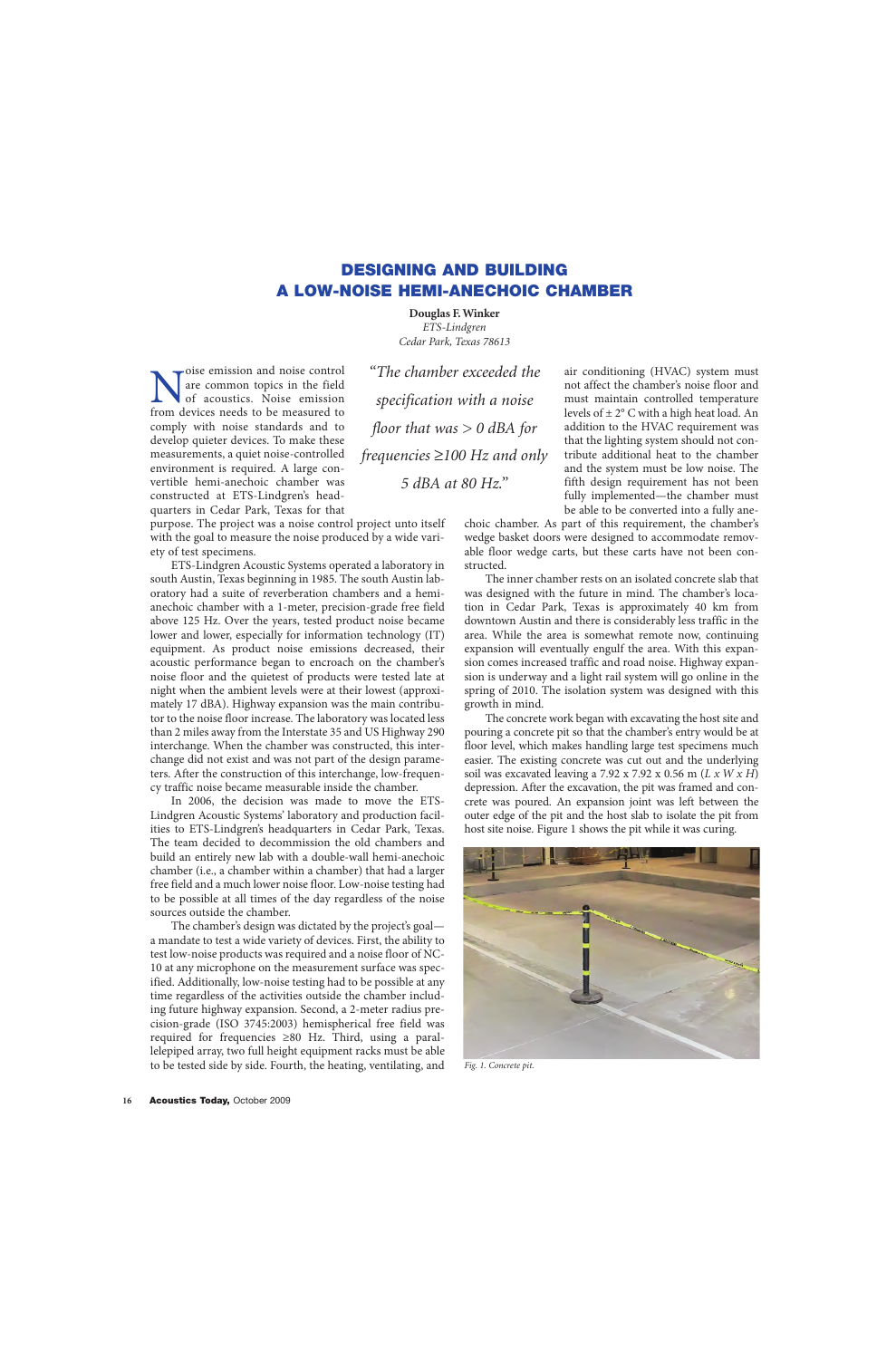# DESIGNING AND BUILDING A LOW-NOISE HEMI-ANECHOIC CHAMBER

**Douglas F. Winker**
*ETS-Lindgren*
*Cedar Park, Texas 78613*

> *"The chamber exceeded the specification with a noise floor that was > 0 dBA for frequencies ≥100 Hz and only 5 dBA at 80 Hz."*

Noise emission and noise control are common topics in the field of acoustics. Noise emission from devices needs to be measured to comply with noise standards and to develop quieter devices. To make these measurements, a quiet noise-controlled environment is required. A large convertible hemi-anechoic chamber was constructed at ETS-Lindgren's headquarters in Cedar Park, Texas for that purpose. The project was a noise control project unto itself with the goal to measure the noise produced by a wide variety of test specimens.

ETS-Lindgren Acoustic Systems operated a laboratory in south Austin, Texas beginning in 1985. The south Austin laboratory had a suite of reverberation chambers and a hemi-anechoic chamber with a 1-meter, precision-grade free field above 125 Hz. Over the years, tested product noise became lower and lower, especially for information technology (IT) equipment. As product noise emissions decreased, their acoustic performance began to encroach on the chamber's noise floor and the quietest of products were tested late at night when the ambient levels were at their lowest (approximately 17 dBA). Highway expansion was the main contributor to the noise floor increase. The laboratory was located less than 2 miles away from the Interstate 35 and US Highway 290 interchange. When the chamber was constructed, this interchange did not exist and was not part of the design parameters. After the construction of this interchange, low-frequency traffic noise became measurable inside the chamber.

In 2006, the decision was made to move the ETS-Lindgren Acoustic Systems' laboratory and production facilities to ETS-Lindgren's headquarters in Cedar Park, Texas. The team decided to decommission the old chambers and build an entirely new lab with a double-wall hemi-anechoic chamber (i.e., a chamber within a chamber) that had a larger free field and a much lower noise floor. Low-noise testing had to be possible at all times of the day regardless of the noise sources outside the chamber.

The chamber's design was dictated by the project's goal—a mandate to test a wide variety of devices. First, the ability to test low-noise products was required and a noise floor of NC-10 at any microphone on the measurement surface was specified. Additionally, low-noise testing had to be possible at any time regardless of the activities outside the chamber including future highway expansion. Second, a 2-meter radius precision-grade (ISO 3745:2003) hemispherical free field was required for frequencies ≥80 Hz. Third, using a parallelepiped array, two full height equipment racks must be able to be tested side by side. Fourth, the heating, ventilating, and air conditioning (HVAC) system must not affect the chamber's noise floor and must maintain controlled temperature levels of ± 2° C with a high heat load. An addition to the HVAC requirement was that the lighting system should not contribute additional heat to the chamber and the system must be low noise. The fifth design requirement has not been fully implemented—the chamber must be able to be converted into a fully anechoic chamber. As part of this requirement, the chamber's wedge basket doors were designed to accommodate removable floor wedge carts, but these carts have not been constructed.

The inner chamber rests on an isolated concrete slab that was designed with the future in mind. The chamber's location in Cedar Park, Texas is approximately 40 km from downtown Austin and there is considerably less traffic in the area. While the area is somewhat remote now, continuing expansion will eventually engulf the area. With this expansion comes increased traffic and road noise. Highway expansion is underway and a light rail system will go online in the spring of 2010. The isolation system was designed with this growth in mind.

The concrete work began with excavating the host site and pouring a concrete pit so that the chamber's entry would be at floor level, which makes handling large test specimens much easier. The existing concrete was cut out and the underlying soil was excavated leaving a 7.92 x 7.92 x 0.56 m (*L x W x H*) depression. After the excavation, the pit was framed and concrete was poured. An expansion joint was left between the outer edge of the pit and the host slab to isolate the pit from host site noise. Figure 1 shows the pit while it was curing.

*Fig. 1. Concrete pit.*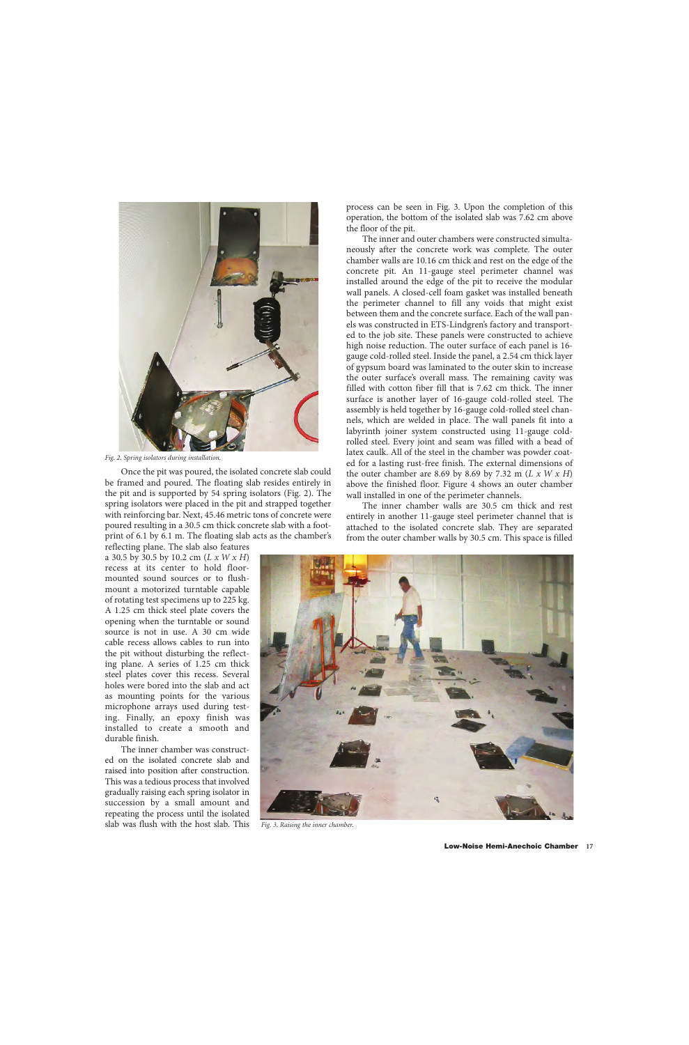Fig. 2. Spring isolators during installation.

Once the pit was poured, the isolated concrete slab could be framed and poured. The floating slab resides entirely in the pit and is supported by 54 spring isolators (Fig. 2). The spring isolators were placed in the pit and strapped together with reinforcing bar. Next, 45.46 metric tons of concrete were poured resulting in a 30.5 cm thick concrete slab with a footprint of 6.1 by 6.1 m. The floating slab acts as the chamber's reflecting plane. The slab also features a 30.5 by 30.5 by 10.2 cm (*L x W x H*) recess at its center to hold floor-mounted sound sources or to flush-mount a motorized turntable capable of rotating test specimens up to 225 kg. A 1.25 cm thick steel plate covers the opening when the turntable or sound source is not in use. A 30 cm wide cable recess allows cables to run into the pit without disturbing the reflecting plane. A series of 1.25 cm thick steel plates cover this recess. Several holes were bored into the slab and act as mounting points for the various microphone arrays used during testing. Finally, an epoxy finish was installed to create a smooth and durable finish.

The inner chamber was constructed on the isolated concrete slab and raised into position after construction. This was a tedious process that involved gradually raising each spring isolator in succession by a small amount and repeating the process until the isolated slab was flush with the host slab. This process can be seen in Fig. 3. Upon the completion of this operation, the bottom of the isolated slab was 7.62 cm above the floor of the pit.

The inner and outer chambers were constructed simultaneously after the concrete work was complete. The outer chamber walls are 10.16 cm thick and rest on the edge of the concrete pit. An 11-gauge steel perimeter channel was installed around the edge of the pit to receive the modular wall panels. A closed-cell foam gasket was installed beneath the perimeter channel to fill any voids that might exist between them and the concrete surface. Each of the wall panels was constructed in ETS-Lindgren's factory and transported to the job site. These panels were constructed to achieve high noise reduction. The outer surface of each panel is 16-gauge cold-rolled steel. Inside the panel, a 2.54 cm thick layer of gypsum board was laminated to the outer skin to increase the outer surface's overall mass. The remaining cavity was filled with cotton fiber fill that is 7.62 cm thick. The inner surface is another layer of 16-gauge cold-rolled steel. The assembly is held together by 16-gauge cold-rolled steel channels, which are welded in place. The wall panels fit into a labyrinth joiner system constructed using 11-gauge cold-rolled steel. Every joint and seam was filled with a bead of latex caulk. All of the steel in the chamber was powder coated for a lasting rust-free finish. The external dimensions of the outer chamber are 8.69 by 8.69 by 7.32 m (*L x W x H*) above the finished floor. Figure 4 shows an outer chamber wall installed in one of the perimeter channels.

The inner chamber walls are 30.5 cm thick and rest entirely in another 11-gauge steel perimeter channel that is attached to the isolated concrete slab. They are separated from the outer chamber walls by 30.5 cm. This space is filled

Fig. 3. Raising the inner chamber.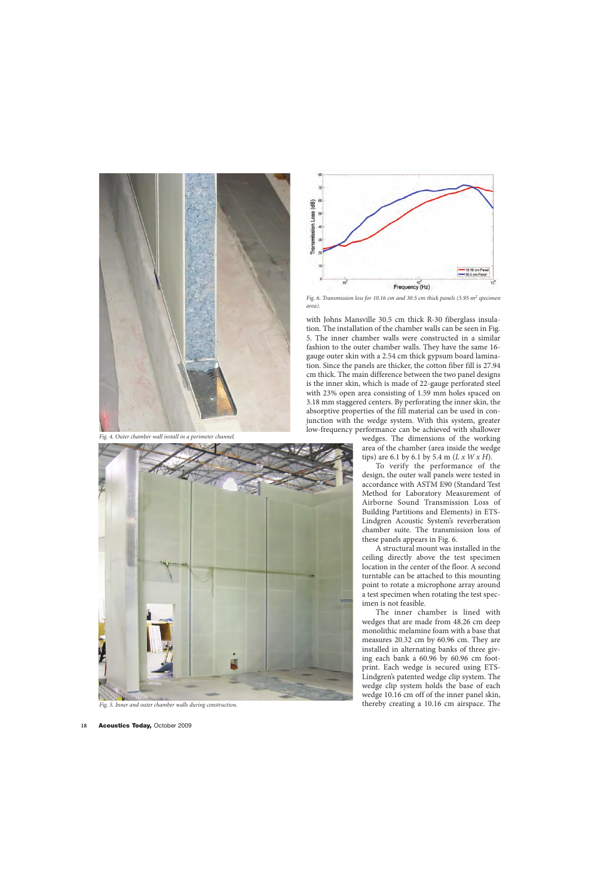Fig. 4. Outer chamber wall install in a perimeter channel.

Fig. 5. Inner and outer chamber walls during construction.

Fig. 6. Transmission loss for 10.16 cm and 30.5 cm thick panels (5.95 m² specimen area).

with Johns Mansville 30.5 cm thick R-30 fiberglass insulation. The installation of the chamber walls can be seen in Fig. 5. The inner chamber walls were constructed in a similar fashion to the outer chamber walls. They have the same 16-gauge outer skin with a 2.54 cm thick gypsum board lamination. Since the panels are thicker, the cotton fiber fill is 27.94 cm thick. The main difference between the two panel designs is the inner skin, which is made of 22-gauge perforated steel with 23% open area consisting of 1.59 mm holes spaced on 3.18 mm staggered centers. By perforating the inner skin, the absorptive properties of the fill material can be used in conjunction with the wedge system. With this system, greater low-frequency performance can be achieved with shallower wedges. The dimensions of the working area of the chamber (area inside the wedge tips) are 6.1 by 6.1 by 5.4 m (*L x W x H*).

To verify the performance of the design, the outer wall panels were tested in accordance with ASTM E90 (Standard Test Method for Laboratory Measurement of Airborne Sound Transmission Loss of Building Partitions and Elements) in ETS-Lindgren Acoustic System's reverberation chamber suite. The transmission loss of these panels appears in Fig. 6.

A structural mount was installed in the ceiling directly above the test specimen location in the center of the floor. A second turntable can be attached to this mounting point to rotate a microphone array around a test specimen when rotating the test specimen is not feasible.

The inner chamber is lined with wedges that are made from 48.26 cm deep monolithic melamine foam with a base that measures 20.32 cm by 60.96 cm. They are installed in alternating banks of three giving each bank a 60.96 by 60.96 cm footprint. Each wedge is secured using ETS-Lindgren's patented wedge clip system. The wedge clip system holds the base of each wedge 10.16 cm off of the inner panel skin, thereby creating a 10.16 cm airspace. The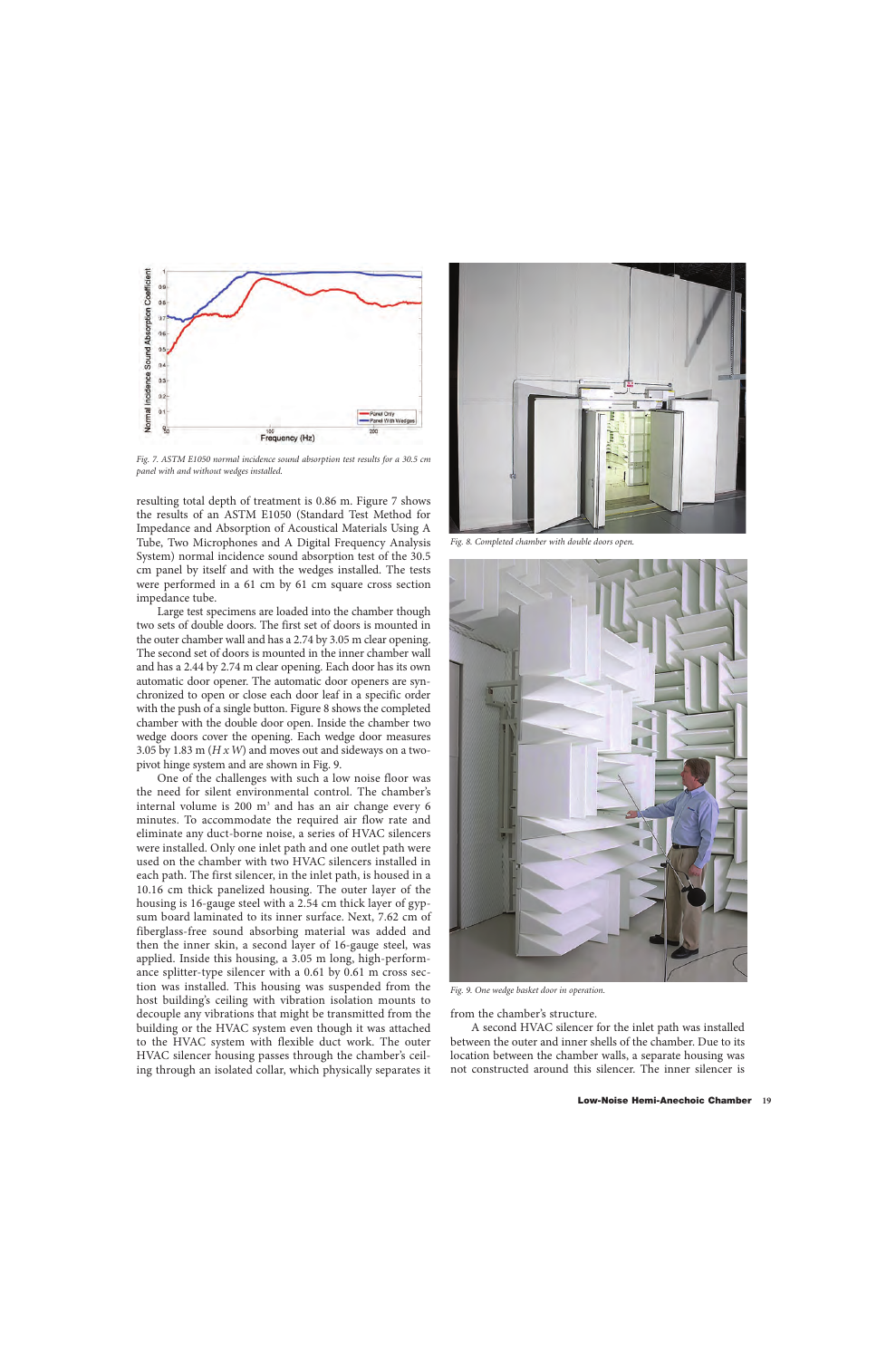Fig. 7. ASTM E1050 normal incidence sound absorption test results for a 30.5 cm panel with and without wedges installed.

resulting total depth of treatment is 0.86 m. Figure 7 shows the results of an ASTM E1050 (Standard Test Method for Impedance and Absorption of Acoustical Materials Using A Tube, Two Microphones and A Digital Frequency Analysis System) normal incidence sound absorption test of the 30.5 cm panel by itself and with the wedges installed. The tests were performed in a 61 cm by 61 cm square cross section impedance tube.

Large test specimens are loaded into the chamber though two sets of double doors. The first set of doors is mounted in the outer chamber wall and has a 2.74 by 3.05 m clear opening. The second set of doors is mounted in the inner chamber wall and has a 2.44 by 2.74 m clear opening. Each door has its own automatic door opener. The automatic door openers are synchronized to open or close each door leaf in a specific order with the push of a single button. Figure 8 shows the completed chamber with the double door open. Inside the chamber two wedge doors cover the opening. Each wedge door measures 3.05 by 1.83 m (*H x W*) and moves out and sideways on a two-pivot hinge system and are shown in Fig. 9.

One of the challenges with such a low noise floor was the need for silent environmental control. The chamber's internal volume is 200 m$^3$ and has an air change every 6 minutes. To accommodate the required air flow rate and eliminate any duct-borne noise, a series of HVAC silencers were installed. Only one inlet path and one outlet path were used on the chamber with two HVAC silencers installed in each path. The first silencer, in the inlet path, is housed in a 10.16 cm thick panelized housing. The outer layer of the housing is 16-gauge steel with a 2.54 cm thick layer of gypsum board laminated to its inner surface. Next, 7.62 cm of fiberglass-free sound absorbing material was added and then the inner skin, a second layer of 16-gauge steel, was applied. Inside this housing, a 3.05 m long, high-performance splitter-type silencer with a 0.61 by 0.61 m cross section was installed. This housing was suspended from the host building's ceiling with vibration isolation mounts to decouple any vibrations that might be transmitted from the building or the HVAC system even though it was attached to the HVAC system with flexible duct work. The outer HVAC silencer housing passes through the chamber's ceiling through an isolated collar, which physically separates it from the chamber's structure.

Fig. 8. Completed chamber with double doors open.

Fig. 9. One wedge basket door in operation.

A second HVAC silencer for the inlet path was installed between the outer and inner shells of the chamber. Due to its location between the chamber walls, a separate housing was not constructed around this silencer. The inner silencer is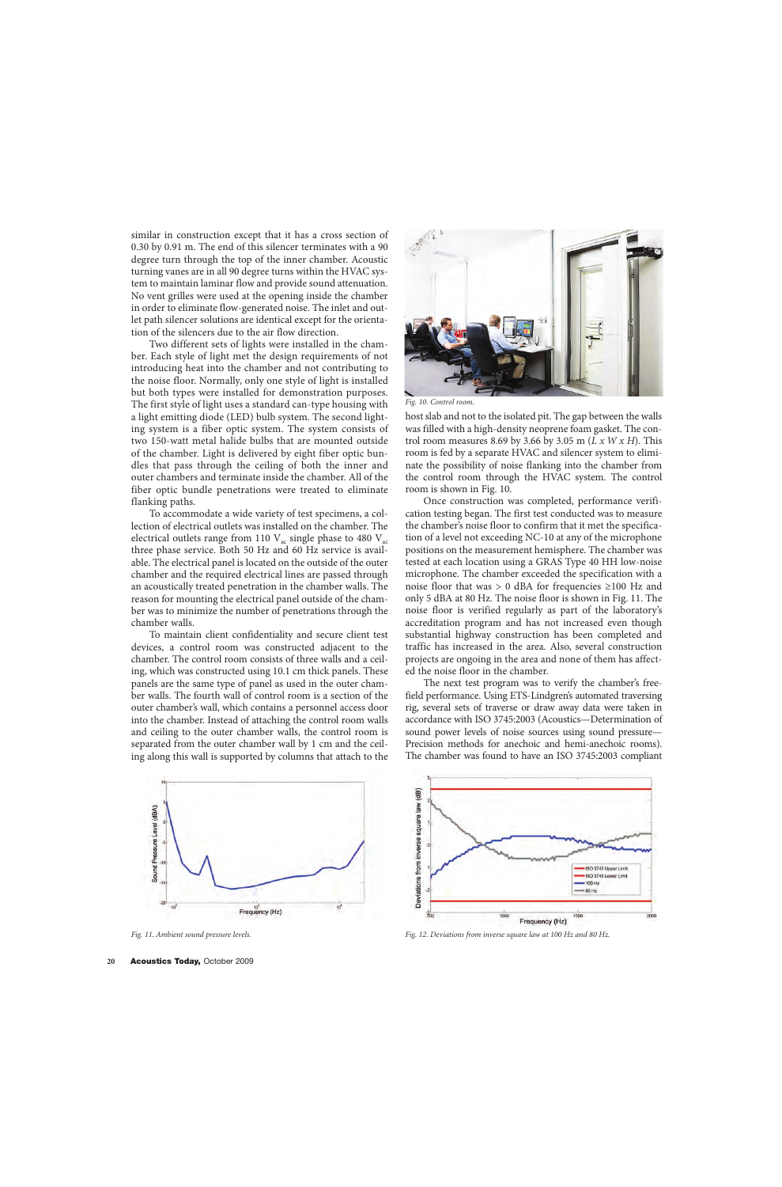similar in construction except that it has a cross section of 0.30 by 0.91 m. The end of this silencer terminates with a 90 degree turn through the top of the inner chamber. Acoustic turning vanes are in all 90 degree turns within the HVAC system to maintain laminar flow and provide sound attenuation. No vent grilles were used at the opening inside the chamber in order to eliminate flow-generated noise. The inlet and outlet path silencer solutions are identical except for the orientation of the silencers due to the air flow direction.

Two different sets of lights were installed in the chamber. Each style of light met the design requirements of not introducing heat into the chamber and not contributing to the noise floor. Normally, only one style of light is installed but both types were installed for demonstration purposes. The first style of light uses a standard can-type housing with a light emitting diode (LED) bulb system. The second lighting system is a fiber optic system. The system consists of two 150-watt metal halide bulbs that are mounted outside of the chamber. Light is delivered by eight fiber optic bundles that pass through the ceiling of both the inner and outer chambers and terminate inside the chamber. All of the fiber optic bundle penetrations were treated to eliminate flanking paths.

To accommodate a wide variety of test specimens, a collection of electrical outlets was installed on the chamber. The electrical outlets range from 110 $V_{ac}$ single phase to 480 $V_{ac}$ three phase service. Both 50 Hz and 60 Hz service is available. The electrical panel is located on the outside of the outer chamber and the required electrical lines are passed through an acoustically treated penetration in the chamber walls. The reason for mounting the electrical panel outside of the chamber was to minimize the number of penetrations through the chamber walls.

To maintain client confidentiality and secure client test devices, a control room was constructed adjacent to the chamber. The control room consists of three walls and a ceiling, which was constructed using 10.1 cm thick panels. These panels are the same type of panel as used in the outer chamber walls. The fourth wall of control room is a section of the outer chamber's wall, which contains a personnel access door into the chamber. Instead of attaching the control room walls and ceiling to the outer chamber walls, the control room is separated from the outer chamber wall by 1 cm and the ceiling along this wall is supported by columns that attach to the host slab and not to the isolated pit. The gap between the walls was filled with a high-density neoprene foam gasket. The control room measures 8.69 by 3.66 by 3.05 m ($L \times W \times H$). This room is fed by a separate HVAC and silencer system to eliminate the possibility of noise flanking into the chamber from the control room through the HVAC system. The control room is shown in Fig. 10.

*Fig. 10. Control room.*

Once construction was completed, performance verification testing began. The first test conducted was to measure the chamber's noise floor to confirm that it met the specification of a level not exceeding NC-10 at any of the microphone positions on the measurement hemisphere. The chamber was tested at each location using a GRAS Type 40 HH low-noise microphone. The chamber exceeded the specification with a noise floor that was > 0 dBA for frequencies ≥100 Hz and only 5 dBA at 80 Hz. The noise floor is shown in Fig. 11. The noise floor is verified regularly as part of the laboratory's accreditation program and has not increased even though substantial highway construction has been completed and traffic has increased in the area. Also, several construction projects are ongoing in the area and none of them has affected the noise floor in the chamber.

The next test program was to verify the chamber's free-field performance. Using ETS-Lindgren's automated traversing rig, several sets of traverse or draw away data were taken in accordance with ISO 3745:2003 (Acoustics—Determination of sound power levels of noise sources using sound pressure—Precision methods for anechoic and hemi-anechoic rooms). The chamber was found to have an ISO 3745:2003 compliant

*Fig. 11. Ambient sound pressure levels.*

*Fig. 12. Deviations from inverse square law at 100 Hz and 80 Hz.*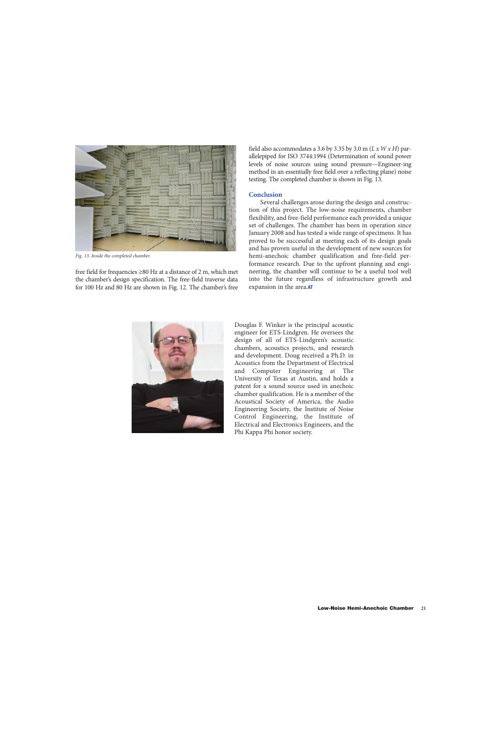Fig. 13. Inside the completed chamber.

free field for frequencies ≥80 Hz at a distance of 2 m, which met the chamber's design specification. The free-field traverse data for 100 Hz and 80 Hz are shown in Fig. 12. The chamber's free field also accommodates a 3.6 by 3.35 by 3.0 m (*L x W x H*) parallelepiped for ISO 3744:1994 (Determination of sound power levels of noise sources using sound pressure—Engineer-ing method in an essentially free field over a reflecting plane) noise testing. The completed chamber is shown in Fig. 13.

## Conclusion

Several challenges arose during the design and construction of this project. The low-noise requirements, chamber flexibility, and free-field performance each provided a unique set of challenges. The chamber has been in operation since January 2008 and has tested a wide range of specimens. It has proved to be successful at meeting each of its design goals and has proven useful in the development of new sources for hemi-anechoic chamber qualification and free-field performance research. Due to the upfront planning and engineering, the chamber will continue to be a useful tool well into the future regardless of infrastructure growth and expansion in the area.**AT**

Douglas F. Winker is the principal acoustic engineer for ETS-Lindgren. He oversees the design of all of ETS-Lindgren's acoustic chambers, acoustics projects, and research and development. Doug received a Ph.D. in Acoustics from the Department of Electrical and Computer Engineering at The University of Texas at Austin, and holds a patent for a sound source used in anechoic chamber qualification. He is a member of the Acoustical Society of America, the Audio Engineering Society, the Institute of Noise Control Engineering, the Institute of Electrical and Electronics Engineers, and the Phi Kappa Phi honor society.